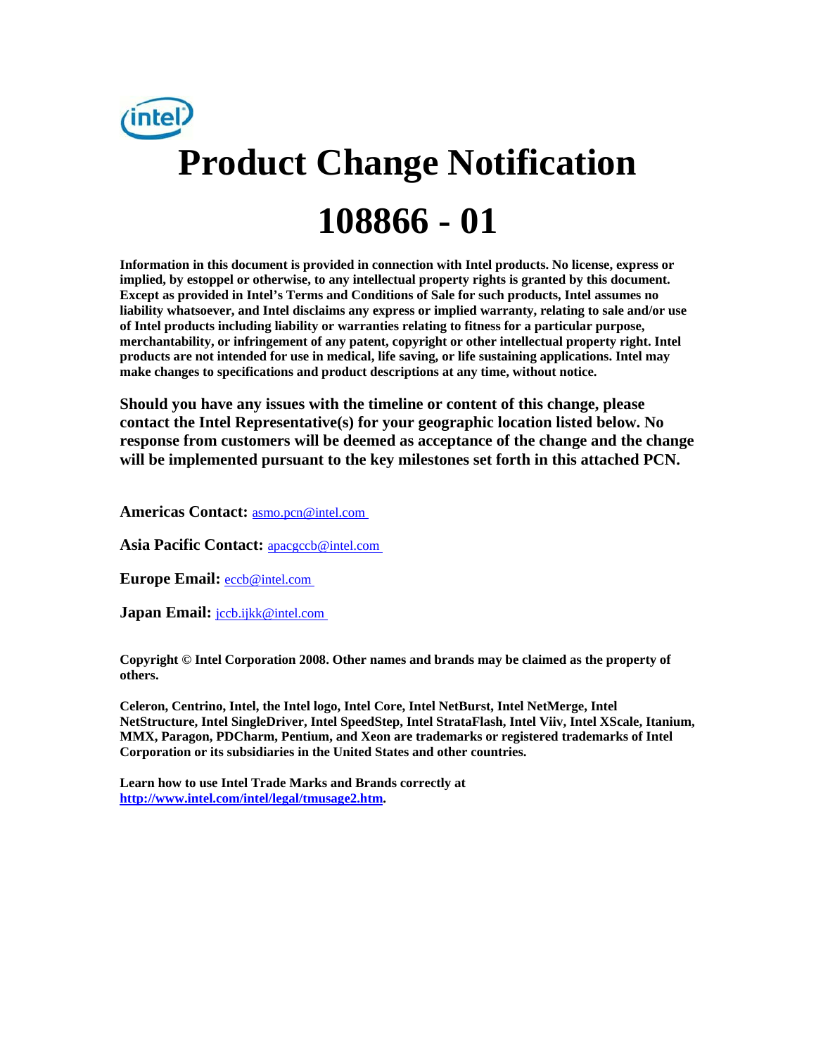# Product Change Notification

# 108866 - 01

**Information in this document is provided in connection with Intel products. No license, express or implied, by estoppel or otherwise, to any intellectual property rights is granted by this document. Except as provided in Intel's Terms and Conditions of Sale for such products, Intel assumes no liability whatsoever, and Intel disclaims any express or implied warranty, relating to sale and/or use of Intel products including liability or warranties relating to fitness for a particular purpose, merchantability, or infringement of any patent, copyright or other intellectual property right. Intel products are not intended for use in medical, life saving, or life sustaining applications. Intel may make changes to specifications and product descriptions at any time, without notice.**

**Should you have any issues with the timeline or content of this change, please contact the Intel Representative(s) for your geographic location listed below. No response from customers will be deemed as acceptance of the change and the change will be implemented pursuant to the key milestones set forth in this attached PCN.**

**Americas Contact:** asmo.pcn@intel.com

**Asia Pacific Contact:** apacgccb@intel.com

**Europe Email:** eccb@intel.com

**Japan Email:** jccb.ijkk@intel.com

**Copyright © Intel Corporation 2008. Other names and brands may be claimed as the property of others.**

**Celeron, Centrino, Intel, the Intel logo, Intel Core, Intel NetBurst, Intel NetMerge, Intel NetStructure, Intel SingleDriver, Intel SpeedStep, Intel StrataFlash, Intel Viiv, Intel XScale, Itanium, MMX, Paragon, PDCharm, Pentium, and Xeon are trademarks or registered trademarks of Intel Corporation or its subsidiaries in the United States and other countries.**

**Learn how to use Intel Trade Marks and Brands correctly at http://www.intel.com/intel/legal/tmusage2.htm.**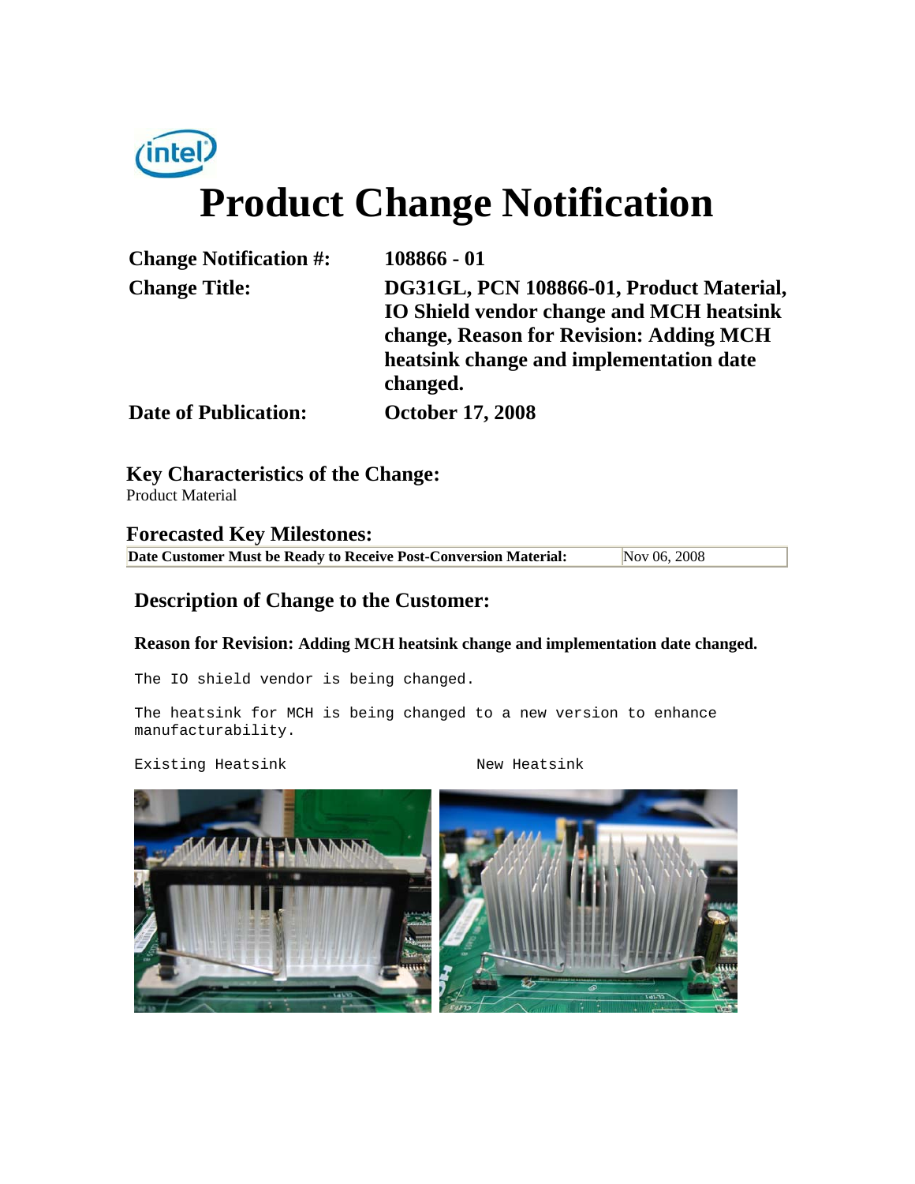# Product Change Notification

| | |
|---|---|
| **Change Notification #:** | **108866 - 01** |
| **Change Title:** | **DG31GL, PCN 108866-01, Product Material, IO Shield vendor change and MCH heatsink change, Reason for Revision: Adding MCH heatsink change and implementation date changed.** |
| **Date of Publication:** | **October 17, 2008** |

### Key Characteristics of the Change:

Product Material

### Forecasted Key Milestones:

| | |
|---|---|
| **Date Customer Must be Ready to Receive Post-Conversion Material:** | Nov 06, 2008 |

### Description of Change to the Customer:

**Reason for Revision: Adding MCH heatsink change and implementation date changed.**

The IO shield vendor is being changed.

The heatsink for MCH is being changed to a new version to enhance manufacturability.

Existing Heatsink New Heatsink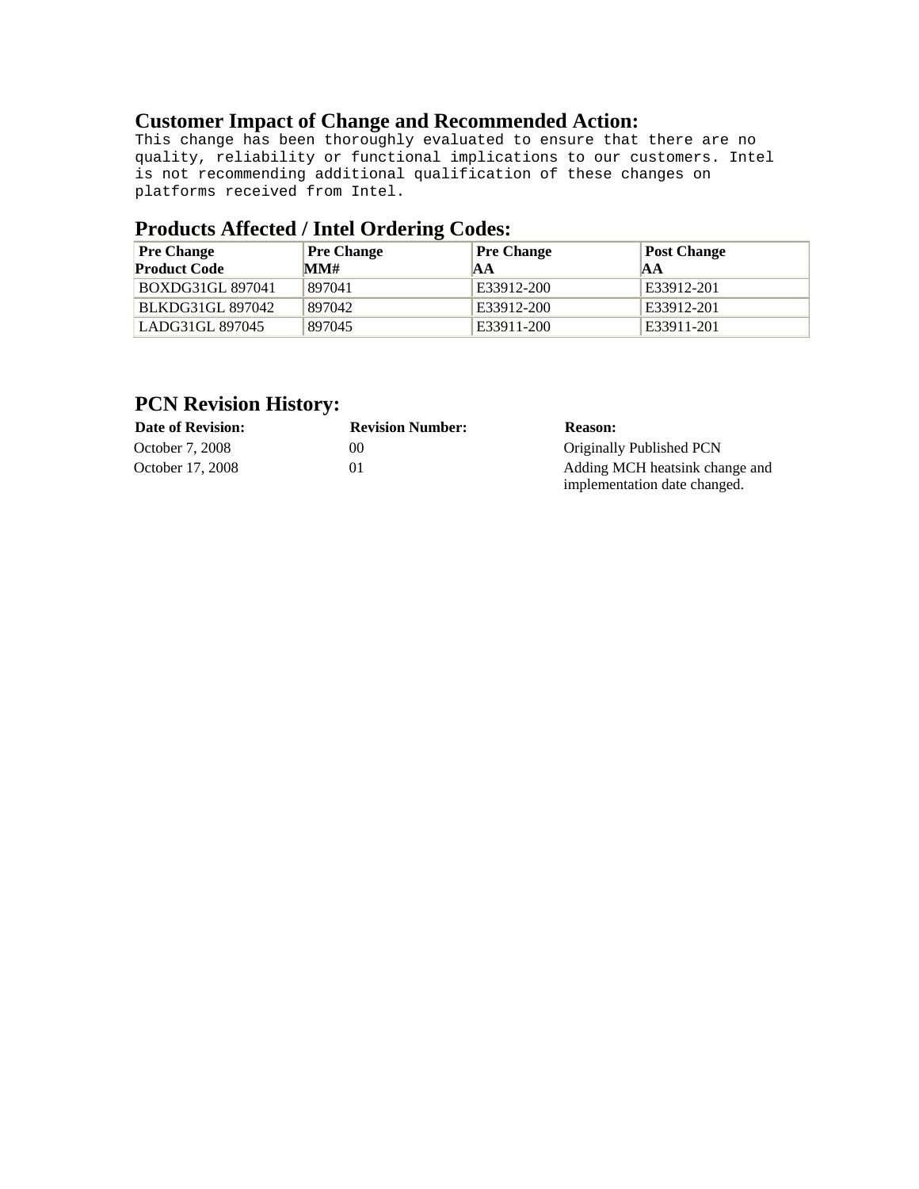## Customer Impact of Change and Recommended Action:

This change has been thoroughly evaluated to ensure that there are no quality, reliability or functional implications to our customers. Intel is not recommending additional qualification of these changes on platforms received from Intel.

## Products Affected / Intel Ordering Codes:

| Pre Change Product Code | Pre Change MM# | Pre Change AA | Post Change AA |
|---|---|---|---|
| BOXDG31GL 897041 | 897041 | E33912-200 | E33912-201 |
| BLKDG31GL 897042 | 897042 | E33912-200 | E33912-201 |
| LADG31GL 897045 | 897045 | E33911-200 | E33911-201 |

## PCN Revision History:

| Date of Revision: | Revision Number: | Reason: |
|---|---|---|
| October 7, 2008 | 00 | Originally Published PCN |
| October 17, 2008 | 01 | Adding MCH heatsink change and implementation date changed. |